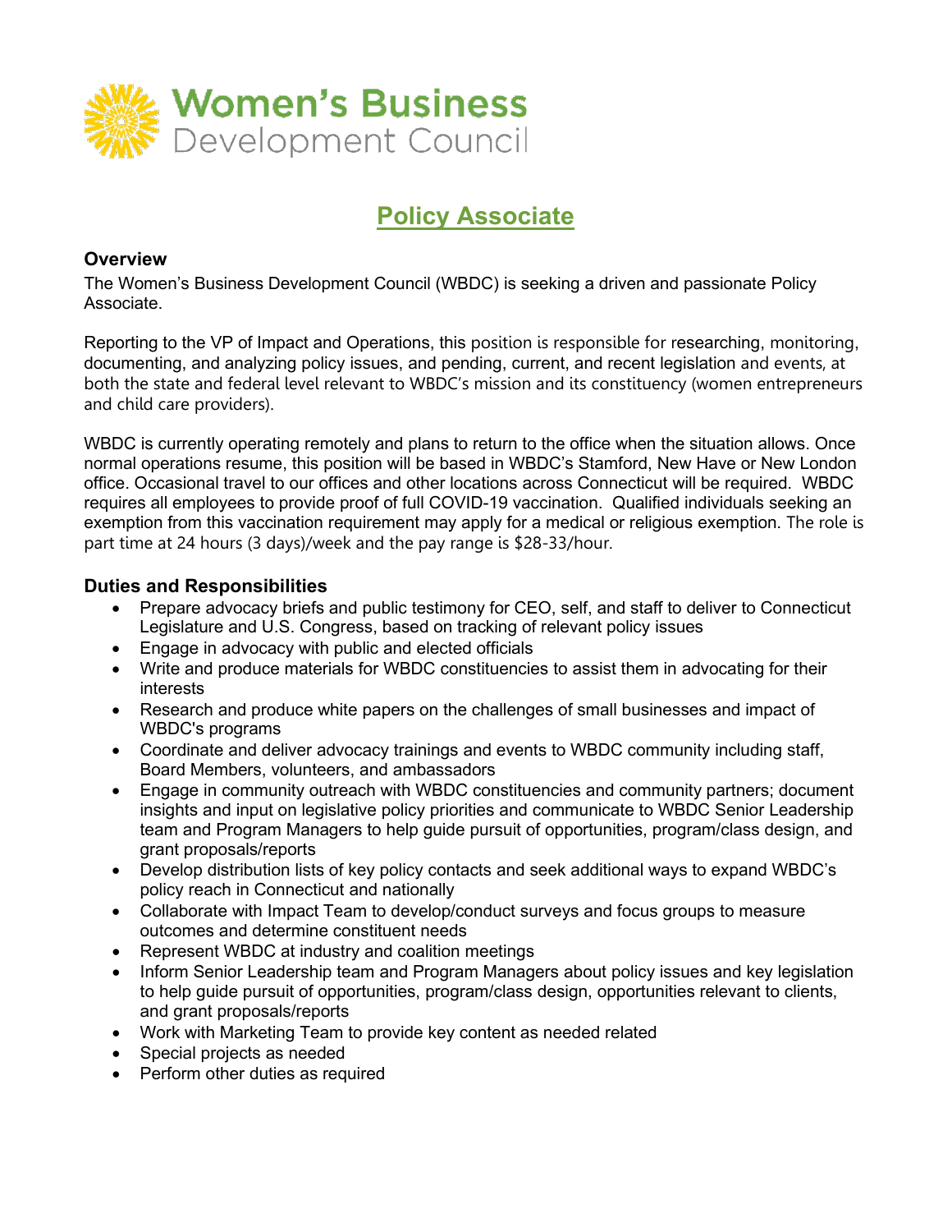Women's Business Development Council

# Policy Associate

### Overview

The Women's Business Development Council (WBDC) is seeking a driven and passionate Policy Associate.

Reporting to the VP of Impact and Operations, this position is responsible for researching, monitoring, documenting, and analyzing policy issues, and pending, current, and recent legislation and events, at both the state and federal level relevant to WBDC's mission and its constituency (women entrepreneurs and child care providers).

WBDC is currently operating remotely and plans to return to the office when the situation allows. Once normal operations resume, this position will be based in WBDC's Stamford, New Have or New London office. Occasional travel to our offices and other locations across Connecticut will be required. WBDC requires all employees to provide proof of full COVID-19 vaccination. Qualified individuals seeking an exemption from this vaccination requirement may apply for a medical or religious exemption. The role is part time at 24 hours (3 days)/week and the pay range is $28-33/hour.

### Duties and Responsibilities

- Prepare advocacy briefs and public testimony for CEO, self, and staff to deliver to Connecticut Legislature and U.S. Congress, based on tracking of relevant policy issues
- Engage in advocacy with public and elected officials
- Write and produce materials for WBDC constituencies to assist them in advocating for their interests
- Research and produce white papers on the challenges of small businesses and impact of WBDC's programs
- Coordinate and deliver advocacy trainings and events to WBDC community including staff, Board Members, volunteers, and ambassadors
- Engage in community outreach with WBDC constituencies and community partners; document insights and input on legislative policy priorities and communicate to WBDC Senior Leadership team and Program Managers to help guide pursuit of opportunities, program/class design, and grant proposals/reports
- Develop distribution lists of key policy contacts and seek additional ways to expand WBDC's policy reach in Connecticut and nationally
- Collaborate with Impact Team to develop/conduct surveys and focus groups to measure outcomes and determine constituent needs
- Represent WBDC at industry and coalition meetings
- Inform Senior Leadership team and Program Managers about policy issues and key legislation to help guide pursuit of opportunities, program/class design, opportunities relevant to clients, and grant proposals/reports
- Work with Marketing Team to provide key content as needed related
- Special projects as needed
- Perform other duties as required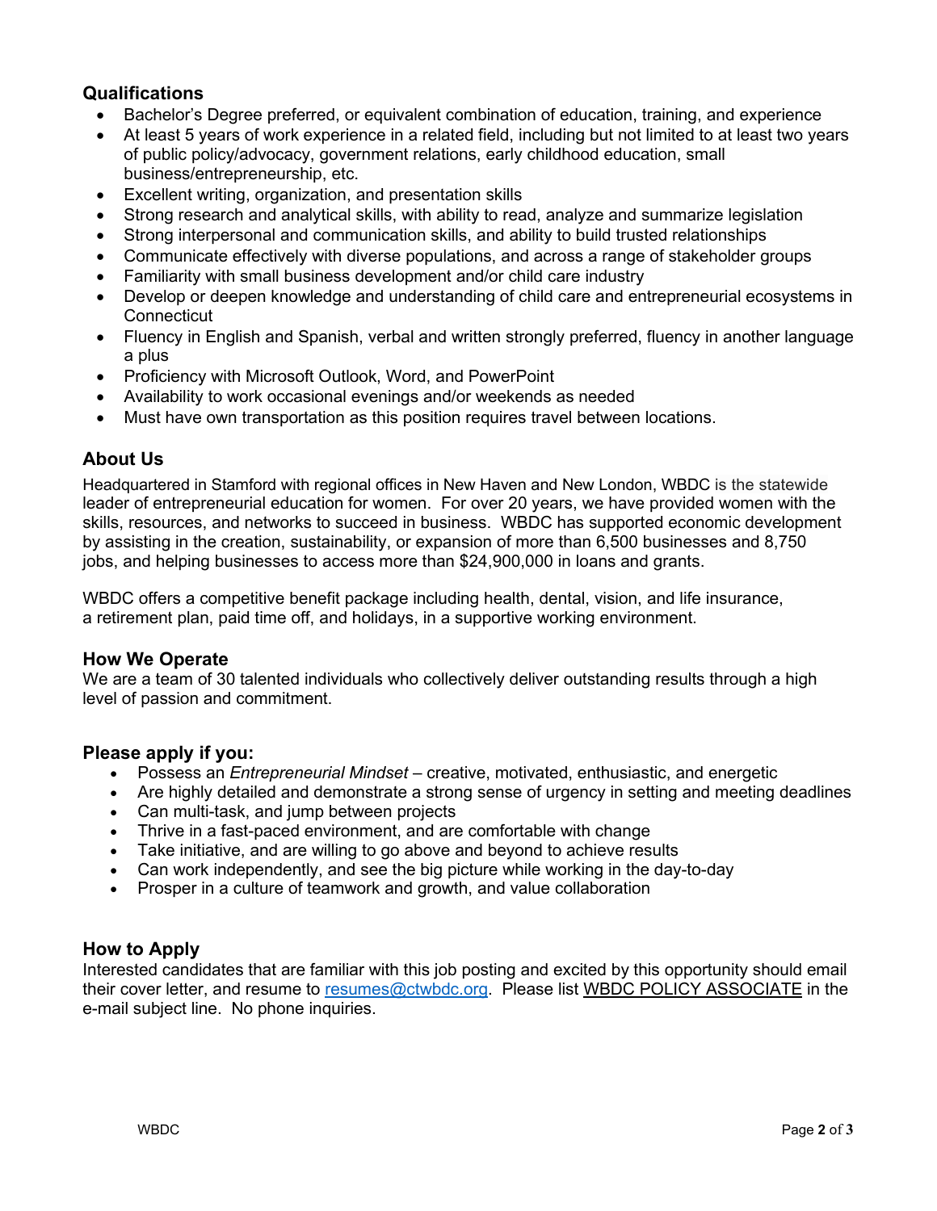### Qualifications

- Bachelor's Degree preferred, or equivalent combination of education, training, and experience
- At least 5 years of work experience in a related field, including but not limited to at least two years of public policy/advocacy, government relations, early childhood education, small business/entrepreneurship, etc.
- Excellent writing, organization, and presentation skills
- Strong research and analytical skills, with ability to read, analyze and summarize legislation
- Strong interpersonal and communication skills, and ability to build trusted relationships
- Communicate effectively with diverse populations, and across a range of stakeholder groups
- Familiarity with small business development and/or child care industry
- Develop or deepen knowledge and understanding of child care and entrepreneurial ecosystems in Connecticut
- Fluency in English and Spanish, verbal and written strongly preferred, fluency in another language a plus
- Proficiency with Microsoft Outlook, Word, and PowerPoint
- Availability to work occasional evenings and/or weekends as needed
- Must have own transportation as this position requires travel between locations.

### About Us

Headquartered in Stamford with regional offices in New Haven and New London, WBDC is the statewide leader of entrepreneurial education for women. For over 20 years, we have provided women with the skills, resources, and networks to succeed in business. WBDC has supported economic development by assisting in the creation, sustainability, or expansion of more than 6,500 businesses and 8,750 jobs, and helping businesses to access more than $24,900,000 in loans and grants.

WBDC offers a competitive benefit package including health, dental, vision, and life insurance, a retirement plan, paid time off, and holidays, in a supportive working environment.

### How We Operate

We are a team of 30 talented individuals who collectively deliver outstanding results through a high level of passion and commitment.

### Please apply if you:

- Possess an *Entrepreneurial Mindset* – creative, motivated, enthusiastic, and energetic
- Are highly detailed and demonstrate a strong sense of urgency in setting and meeting deadlines
- Can multi-task, and jump between projects
- Thrive in a fast-paced environment, and are comfortable with change
- Take initiative, and are willing to go above and beyond to achieve results
- Can work independently, and see the big picture while working in the day-to-day
- Prosper in a culture of teamwork and growth, and value collaboration

### How to Apply

Interested candidates that are familiar with this job posting and excited by this opportunity should email their cover letter, and resume to resumes@ctwbdc.org. Please list WBDC POLICY ASSOCIATE in the e-mail subject line. No phone inquiries.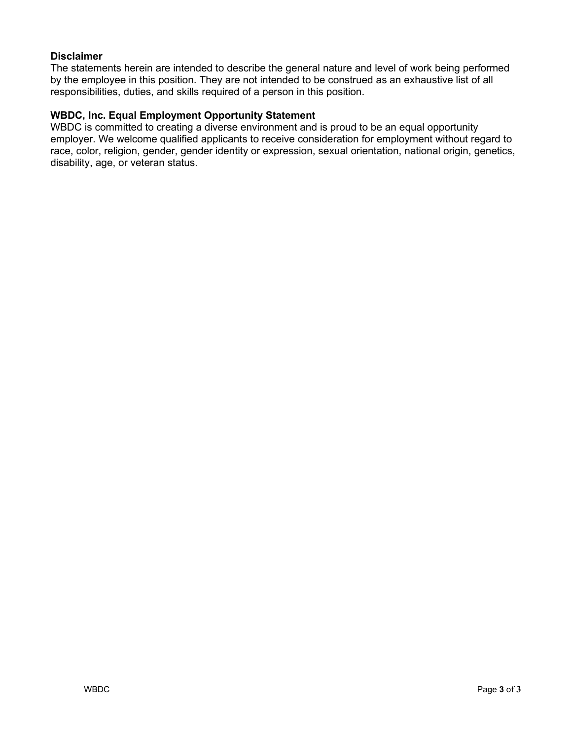**Disclaimer**

The statements herein are intended to describe the general nature and level of work being performed by the employee in this position. They are not intended to be construed as an exhaustive list of all responsibilities, duties, and skills required of a person in this position.

**WBDC, Inc. Equal Employment Opportunity Statement**

WBDC is committed to creating a diverse environment and is proud to be an equal opportunity employer. We welcome qualified applicants to receive consideration for employment without regard to race, color, religion, gender, gender identity or expression, sexual orientation, national origin, genetics, disability, age, or veteran status.